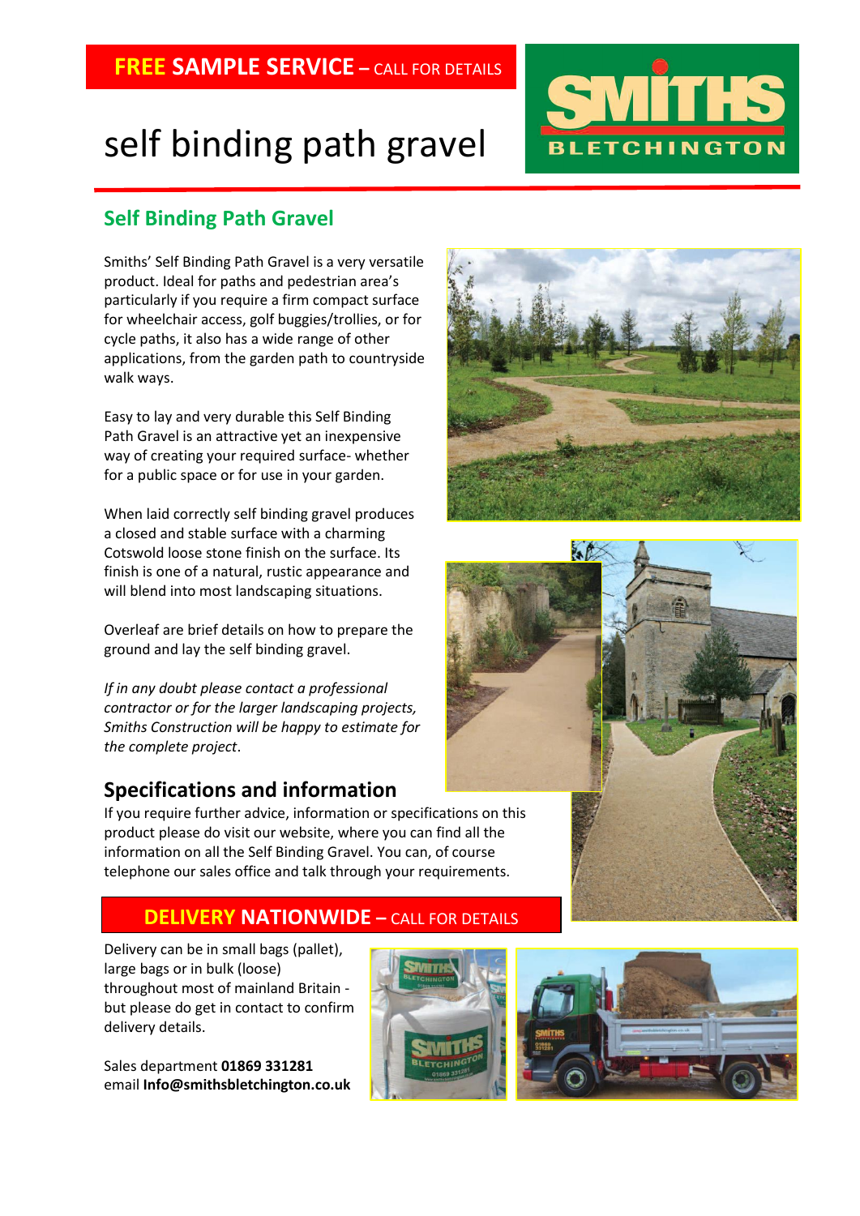**FREE SAMPLE SERVICE** – CALL FOR DETAILS

# self binding path gravel

SMITHS BLETCHINGTON

## Self Binding Path Gravel

Smiths' Self Binding Path Gravel is a very versatile product. Ideal for paths and pedestrian area's particularly if you require a firm compact surface for wheelchair access, golf buggies/trollies, or for cycle paths, it also has a wide range of other applications, from the garden path to countryside walk ways.

Easy to lay and very durable this Self Binding Path Gravel is an attractive yet an inexpensive way of creating your required surface- whether for a public space or for use in your garden.

When laid correctly self binding gravel produces a closed and stable surface with a charming Cotswold loose stone finish on the surface. Its finish is one of a natural, rustic appearance and will blend into most landscaping situations.

Overleaf are brief details on how to prepare the ground and lay the self binding gravel.

*If in any doubt please contact a professional contractor or for the larger landscaping projects, Smiths Construction will be happy to estimate for the complete project*.

## Specifications and information

If you require further advice, information or specifications on this product please do visit our website, where you can find all the information on all the Self Binding Gravel. You can, of course telephone our sales office and talk through your requirements.

**DELIVERY NATIONWIDE** – CALL FOR DETAILS

Delivery can be in small bags (pallet), large bags or in bulk (loose) throughout most of mainland Britain - but please do get in contact to confirm delivery details.

Sales department **01869 331281**
email **Info@smithsbletchington.co.uk**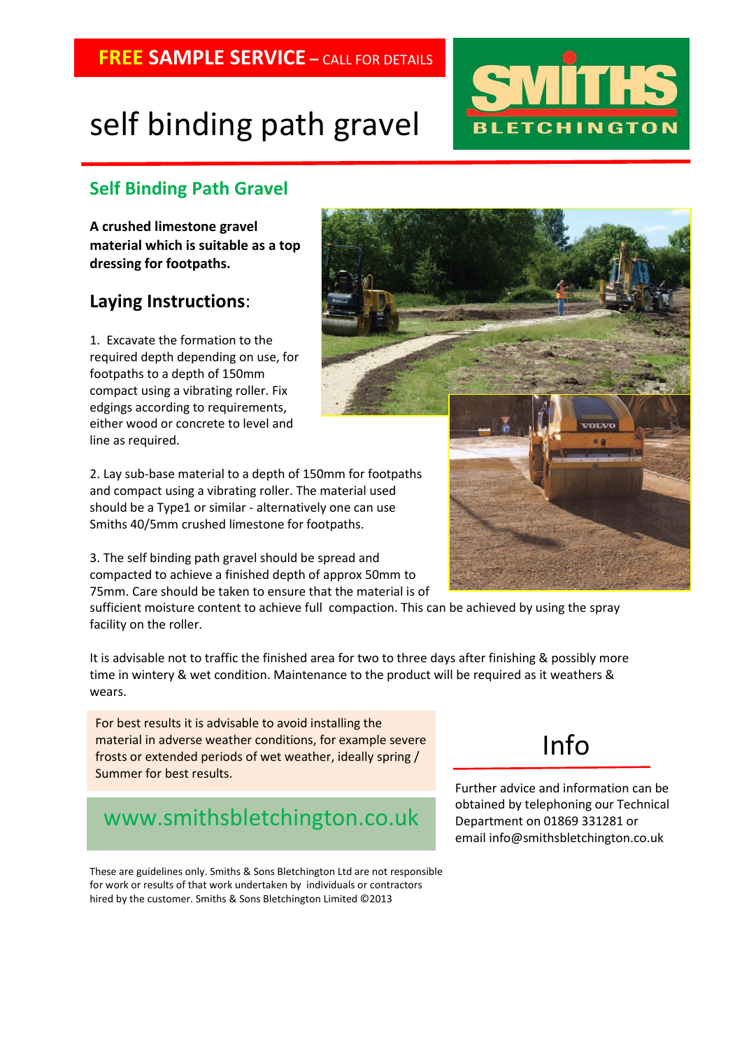**FREE SAMPLE SERVICE – CALL FOR DETAILS**

# self binding path gravel

SMITHS BLETCHINGTON

## Self Binding Path Gravel

**A crushed limestone gravel material which is suitable as a top dressing for footpaths.**

## Laying Instructions:

1. Excavate the formation to the required depth depending on use, for footpaths to a depth of 150mm compact using a vibrating roller. Fix edgings according to requirements, either wood or concrete to level and line as required.

2. Lay sub-base material to a depth of 150mm for footpaths and compact using a vibrating roller. The material used should be a Type1 or similar - alternatively one can use Smiths 40/5mm crushed limestone for footpaths.

3. The self binding path gravel should be spread and compacted to achieve a finished depth of approx 50mm to 75mm. Care should be taken to ensure that the material is of sufficient moisture content to achieve full compaction. This can be achieved by using the spray facility on the roller.

It is advisable not to traffic the finished area for two to three days after finishing & possibly more time in wintery & wet condition. Maintenance to the product will be required as it weathers & wears.

For best results it is advisable to avoid installing the material in adverse weather conditions, for example severe frosts or extended periods of wet weather, ideally spring / Summer for best results.

www.smithsbletchington.co.uk

## Info

Further advice and information can be obtained by telephoning our Technical Department on 01869 331281 or email info@smithsbletchington.co.uk

These are guidelines only. Smiths & Sons Bletchington Ltd are not responsible for work or results of that work undertaken by individuals or contractors hired by the customer. Smiths & Sons Bletchington Limited ©2013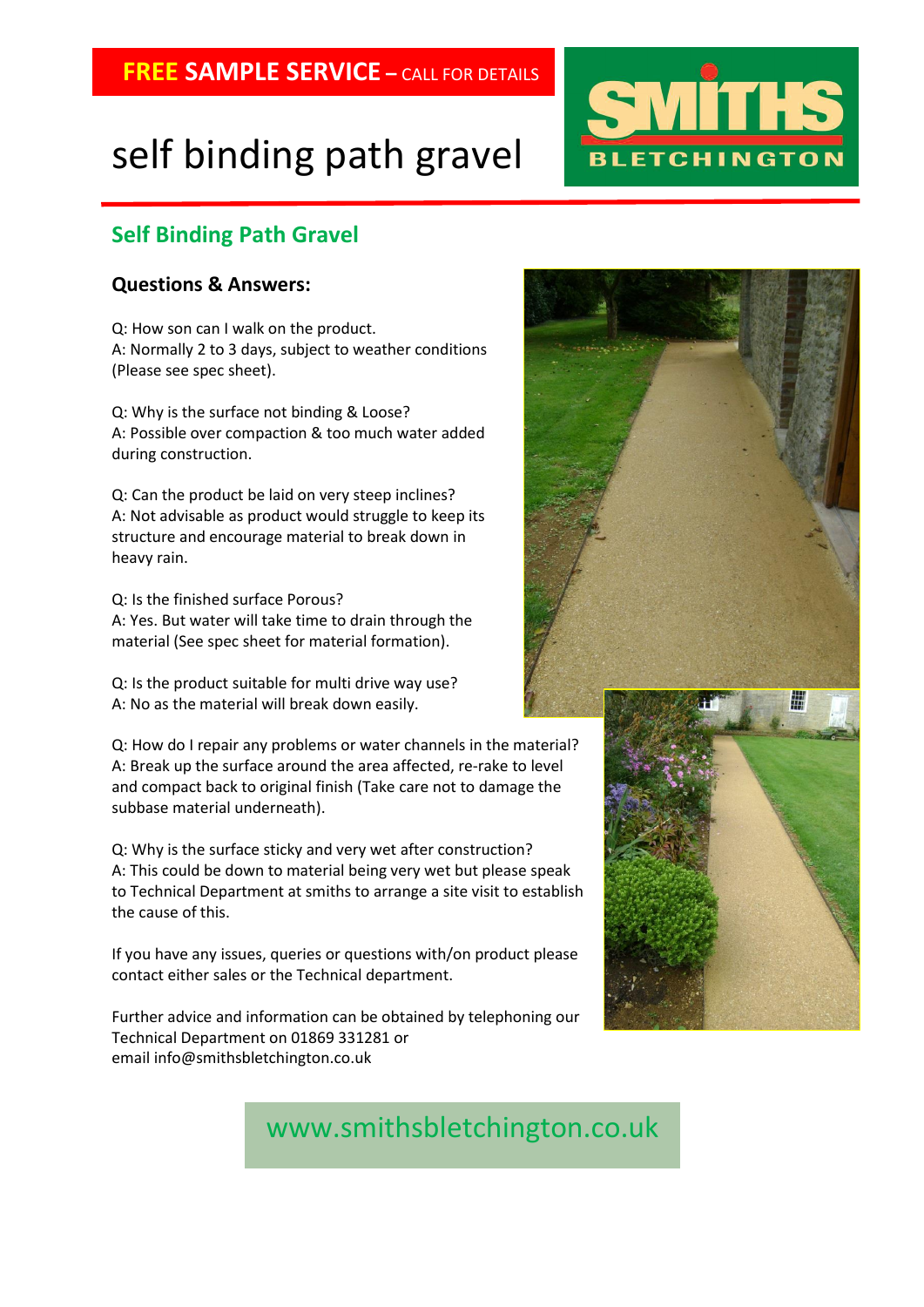**FREE SAMPLE SERVICE** – CALL FOR DETAILS

# self binding path gravel

## Self Binding Path Gravel

### Questions & Answers:

Q: How son can I walk on the product.
A: Normally 2 to 3 days, subject to weather conditions (Please see spec sheet).

Q: Why is the surface not binding & Loose?
A: Possible over compaction & too much water added during construction.

Q: Can the product be laid on very steep inclines?
A: Not advisable as product would struggle to keep its structure and encourage material to break down in heavy rain.

Q: Is the finished surface Porous?
A: Yes. But water will take time to drain through the material (See spec sheet for material formation).

Q: Is the product suitable for multi drive way use?
A: No as the material will break down easily.

Q: How do I repair any problems or water channels in the material?
A: Break up the surface around the area affected, re-rake to level and compact back to original finish (Take care not to damage the subbase material underneath).

Q: Why is the surface sticky and very wet after construction?
A: This could be down to material being very wet but please speak to Technical Department at smiths to arrange a site visit to establish the cause of this.

If you have any issues, queries or questions with/on product please contact either sales or the Technical department.

Further advice and information can be obtained by telephoning our Technical Department on 01869 331281 or
email info@smithsbletchington.co.uk

www.smithsbletchington.co.uk